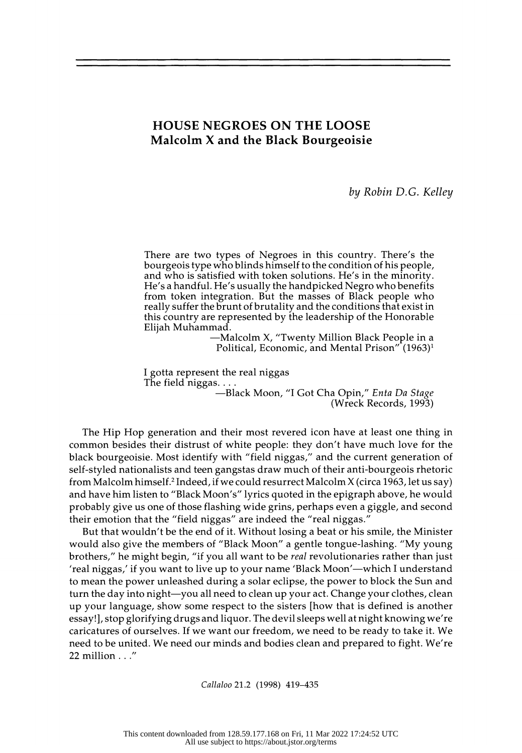# HOUSE NEGROES ON THE LOOSE
## Malcolm X and the Black Bourgeoisie

*by Robin D.G. Kelley*

> There are two types of Negroes in this country. There's the bourgeois type who blinds himself to the condition of his people, and who is satisfied with token solutions. He's in the minority. He's a handful. He's usually the handpicked Negro who benefits from token integration. But the masses of Black people who really suffer the brunt of brutality and the conditions that exist in this country are represented by the leadership of the Honorable Elijah Muhammad.
>
> —Malcolm X, "Twenty Million Black People in a Political, Economic, and Mental Prison" (1963)[1]

> I gotta represent the real niggas
> The field niggas. . . .
>
> —Black Moon, "I Got Cha Opin," *Enta Da Stage* (Wreck Records, 1993)

The Hip Hop generation and their most revered icon have at least one thing in common besides their distrust of white people: they don't have much love for the black bourgeoisie. Most identify with "field niggas," and the current generation of self-styled nationalists and teen gangstas draw much of their anti-bourgeois rhetoric from Malcolm himself.[2] Indeed, if we could resurrect Malcolm X (circa 1963, let us say) and have him listen to "Black Moon's" lyrics quoted in the epigraph above, he would probably give us one of those flashing wide grins, perhaps even a giggle, and second their emotion that the "field niggas" are indeed the "real niggas."

But that wouldn't be the end of it. Without losing a beat or his smile, the Minister would also give the members of "Black Moon" a gentle tongue-lashing. "My young brothers," he might begin, "if you all want to be *real* revolutionaries rather than just 'real niggas,' if you want to live up to your name 'Black Moon'—which I understand to mean the power unleashed during a solar eclipse, the power to block the Sun and turn the day into night—you all need to clean up your act. Change your clothes, clean up your language, show some respect to the sisters [how that is defined is another essay!], stop glorifying drugs and liquor. The devil sleeps well at night knowing we're caricatures of ourselves. If we want our freedom, we need to be ready to take it. We need to be united. We need our minds and bodies clean and prepared to fight. We're 22 million . . ."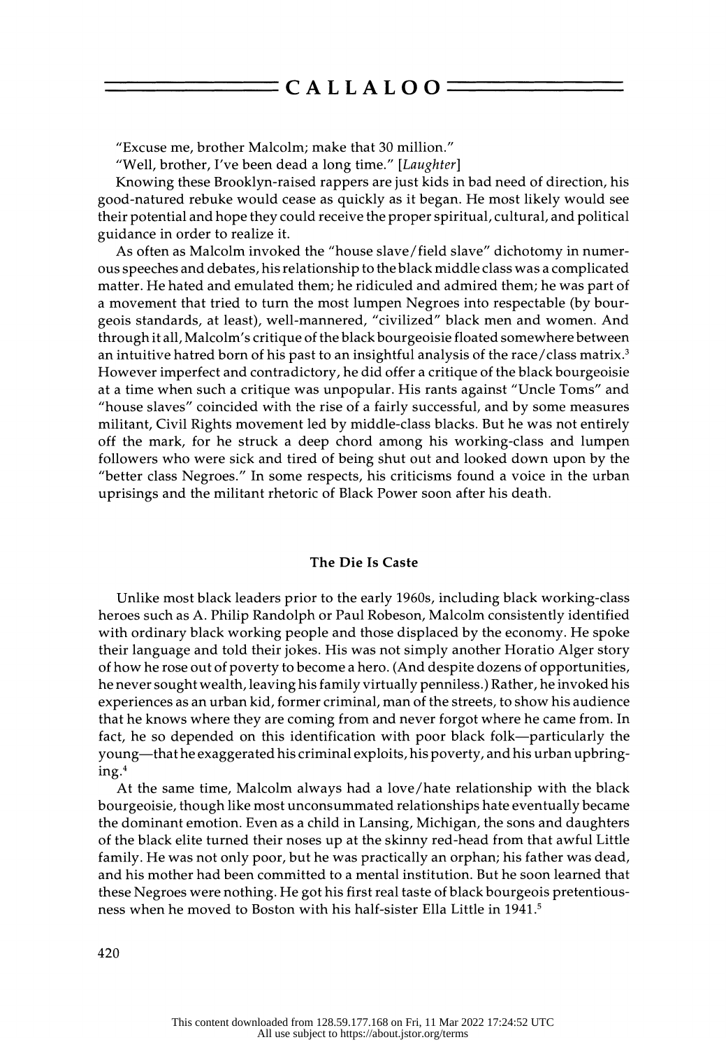"Excuse me, brother Malcolm; make that 30 million."

"Well, brother, I've been dead a long time." [*Laughter*]

Knowing these Brooklyn-raised rappers are just kids in bad need of direction, his good-natured rebuke would cease as quickly as it began. He most likely would see their potential and hope they could receive the proper spiritual, cultural, and political guidance in order to realize it.

As often as Malcolm invoked the "house slave/field slave" dichotomy in numerous speeches and debates, his relationship to the black middle class was a complicated matter. He hated and emulated them; he ridiculed and admired them; he was part of a movement that tried to turn the most lumpen Negroes into respectable (by bourgeois standards, at least), well-mannered, "civilized" black men and women. And through it all, Malcolm's critique of the black bourgeoisie floated somewhere between an intuitive hatred born of his past to an insightful analysis of the race/class matrix.[3] However imperfect and contradictory, he did offer a critique of the black bourgeoisie at a time when such a critique was unpopular. His rants against "Uncle Toms" and "house slaves" coincided with the rise of a fairly successful, and by some measures militant, Civil Rights movement led by middle-class blacks. But he was not entirely off the mark, for he struck a deep chord among his working-class and lumpen followers who were sick and tired of being shut out and looked down upon by the "better class Negroes." In some respects, his criticisms found a voice in the urban uprisings and the militant rhetoric of Black Power soon after his death.

## The Die Is Caste

Unlike most black leaders prior to the early 1960s, including black working-class heroes such as A. Philip Randolph or Paul Robeson, Malcolm consistently identified with ordinary black working people and those displaced by the economy. He spoke their language and told their jokes. His was not simply another Horatio Alger story of how he rose out of poverty to become a hero. (And despite dozens of opportunities, he never sought wealth, leaving his family virtually penniless.) Rather, he invoked his experiences as an urban kid, former criminal, man of the streets, to show his audience that he knows where they are coming from and never forgot where he came from. In fact, he so depended on this identification with poor black folk—particularly the young—that he exaggerated his criminal exploits, his poverty, and his urban upbringing.[4]

At the same time, Malcolm always had a love/hate relationship with the black bourgeoisie, though like most unconsummated relationships hate eventually became the dominant emotion. Even as a child in Lansing, Michigan, the sons and daughters of the black elite turned their noses up at the skinny red-head from that awful Little family. He was not only poor, but he was practically an orphan; his father was dead, and his mother had been committed to a mental institution. But he soon learned that these Negroes were nothing. He got his first real taste of black bourgeois pretentiousness when he moved to Boston with his half-sister Ella Little in 1941.[5]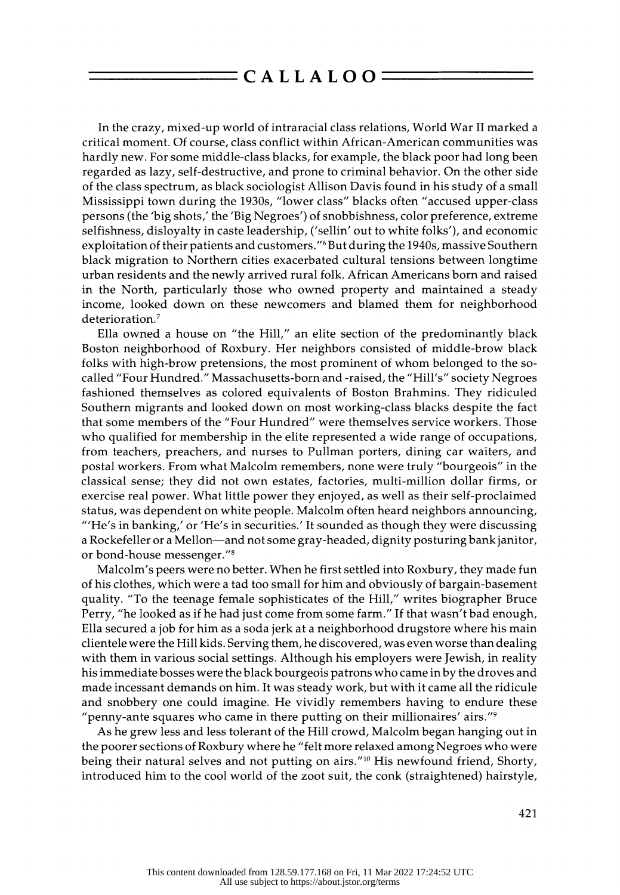In the crazy, mixed-up world of intraracial class relations, World War II marked a critical moment. Of course, class conflict within African-American communities was hardly new. For some middle-class blacks, for example, the black poor had long been regarded as lazy, self-destructive, and prone to criminal behavior. On the other side of the class spectrum, as black sociologist Allison Davis found in his study of a small Mississippi town during the 1930s, "lower class" blacks often "accused upper-class persons (the 'big shots,' the 'Big Negroes') of snobbishness, color preference, extreme selfishness, disloyalty in caste leadership, ('sellin' out to white folks'), and economic exploitation of their patients and customers."[6] But during the 1940s, massive Southern black migration to Northern cities exacerbated cultural tensions between longtime urban residents and the newly arrived rural folk. African Americans born and raised in the North, particularly those who owned property and maintained a steady income, looked down on these newcomers and blamed them for neighborhood deterioration.[7]

Ella owned a house on "the Hill," an elite section of the predominantly black Boston neighborhood of Roxbury. Her neighbors consisted of middle-brow black folks with high-brow pretensions, the most prominent of whom belonged to the so-called "Four Hundred." Massachusetts-born and -raised, the "Hill's" society Negroes fashioned themselves as colored equivalents of Boston Brahmins. They ridiculed Southern migrants and looked down on most working-class blacks despite the fact that some members of the "Four Hundred" were themselves service workers. Those who qualified for membership in the elite represented a wide range of occupations, from teachers, preachers, and nurses to Pullman porters, dining car waiters, and postal workers. From what Malcolm remembers, none were truly "bourgeois" in the classical sense; they did not own estates, factories, multi-million dollar firms, or exercise real power. What little power they enjoyed, as well as their self-proclaimed status, was dependent on white people. Malcolm often heard neighbors announcing, "'He's in banking,' or 'He's in securities.' It sounded as though they were discussing a Rockefeller or a Mellon—and not some gray-headed, dignity posturing bank janitor, or bond-house messenger."[8]

Malcolm's peers were no better. When he first settled into Roxbury, they made fun of his clothes, which were a tad too small for him and obviously of bargain-basement quality. "To the teenage female sophisticates of the Hill," writes biographer Bruce Perry, "he looked as if he had just come from some farm." If that wasn't bad enough, Ella secured a job for him as a soda jerk at a neighborhood drugstore where his main clientele were the Hill kids. Serving them, he discovered, was even worse than dealing with them in various social settings. Although his employers were Jewish, in reality his immediate bosses were the black bourgeois patrons who came in by the droves and made incessant demands on him. It was steady work, but with it came all the ridicule and snobbery one could imagine. He vividly remembers having to endure these "penny-ante squares who came in there putting on their millionaires' airs."[9]

As he grew less and less tolerant of the Hill crowd, Malcolm began hanging out in the poorer sections of Roxbury where he "felt more relaxed among Negroes who were being their natural selves and not putting on airs."[10] His newfound friend, Shorty, introduced him to the cool world of the zoot suit, the conk (straightened) hairstyle,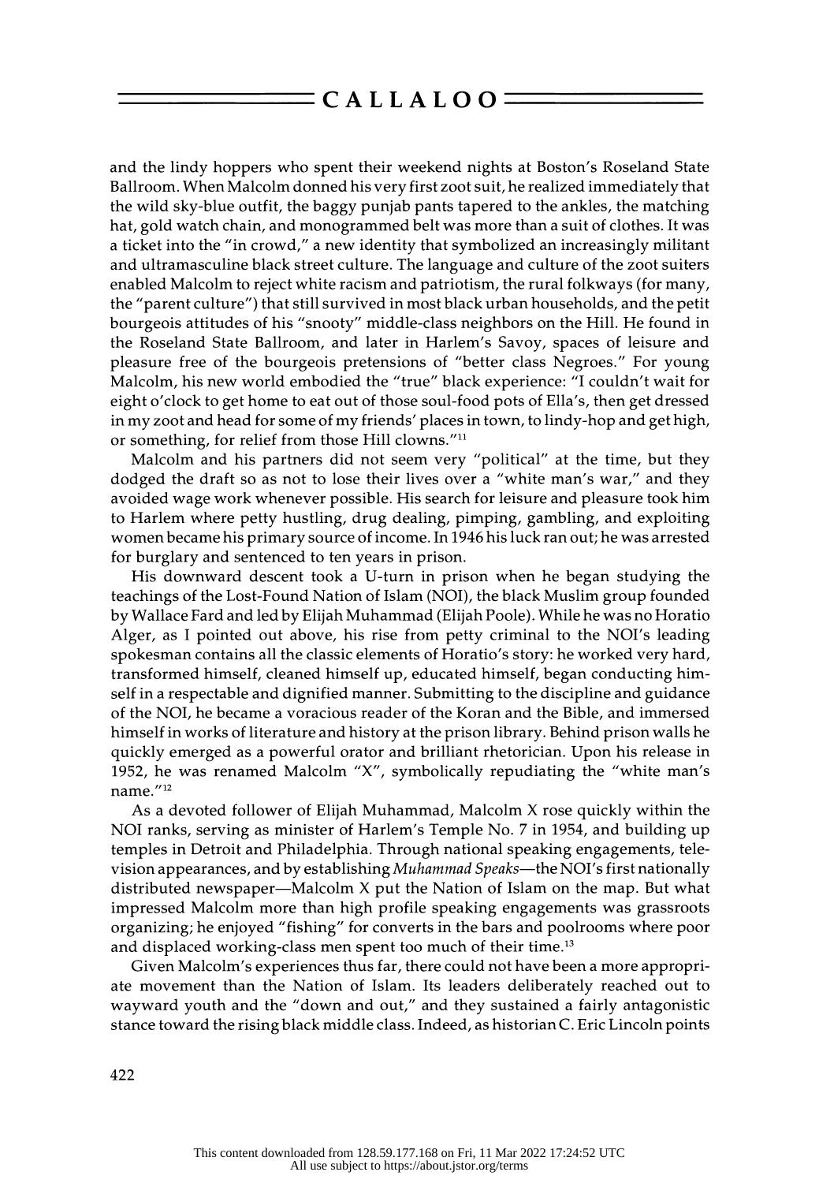and the lindy hoppers who spent their weekend nights at Boston's Roseland State Ballroom. When Malcolm donned his very first zoot suit, he realized immediately that the wild sky-blue outfit, the baggy punjab pants tapered to the ankles, the matching hat, gold watch chain, and monogrammed belt was more than a suit of clothes. It was a ticket into the "in crowd," a new identity that symbolized an increasingly militant and ultramasculine black street culture. The language and culture of the zoot suiters enabled Malcolm to reject white racism and patriotism, the rural folkways (for many, the "parent culture") that still survived in most black urban households, and the petit bourgeois attitudes of his "snooty" middle-class neighbors on the Hill. He found in the Roseland State Ballroom, and later in Harlem's Savoy, spaces of leisure and pleasure free of the bourgeois pretensions of "better class Negroes." For young Malcolm, his new world embodied the "true" black experience: "I couldn't wait for eight o'clock to get home to eat out of those soul-food pots of Ella's, then get dressed in my zoot and head for some of my friends' places in town, to lindy-hop and get high, or something, for relief from those Hill clowns."[11]

Malcolm and his partners did not seem very "political" at the time, but they dodged the draft so as not to lose their lives over a "white man's war," and they avoided wage work whenever possible. His search for leisure and pleasure took him to Harlem where petty hustling, drug dealing, pimping, gambling, and exploiting women became his primary source of income. In 1946 his luck ran out; he was arrested for burglary and sentenced to ten years in prison.

His downward descent took a U-turn in prison when he began studying the teachings of the Lost-Found Nation of Islam (NOI), the black Muslim group founded by Wallace Fard and led by Elijah Muhammad (Elijah Poole). While he was no Horatio Alger, as I pointed out above, his rise from petty criminal to the NOI's leading spokesman contains all the classic elements of Horatio's story: he worked very hard, transformed himself, cleaned himself up, educated himself, began conducting himself in a respectable and dignified manner. Submitting to the discipline and guidance of the NOI, he became a voracious reader of the Koran and the Bible, and immersed himself in works of literature and history at the prison library. Behind prison walls he quickly emerged as a powerful orator and brilliant rhetorician. Upon his release in 1952, he was renamed Malcolm "X", symbolically repudiating the "white man's name."[12]

As a devoted follower of Elijah Muhammad, Malcolm X rose quickly within the NOI ranks, serving as minister of Harlem's Temple No. 7 in 1954, and building up temples in Detroit and Philadelphia. Through national speaking engagements, television appearances, and by establishing *Muhammad Speaks*—the NOI's first nationally distributed newspaper—Malcolm X put the Nation of Islam on the map. But what impressed Malcolm more than high profile speaking engagements was grassroots organizing; he enjoyed "fishing" for converts in the bars and poolrooms where poor and displaced working-class men spent too much of their time.[13]

Given Malcolm's experiences thus far, there could not have been a more appropriate movement than the Nation of Islam. Its leaders deliberately reached out to wayward youth and the "down and out," and they sustained a fairly antagonistic stance toward the rising black middle class. Indeed, as historian C. Eric Lincoln points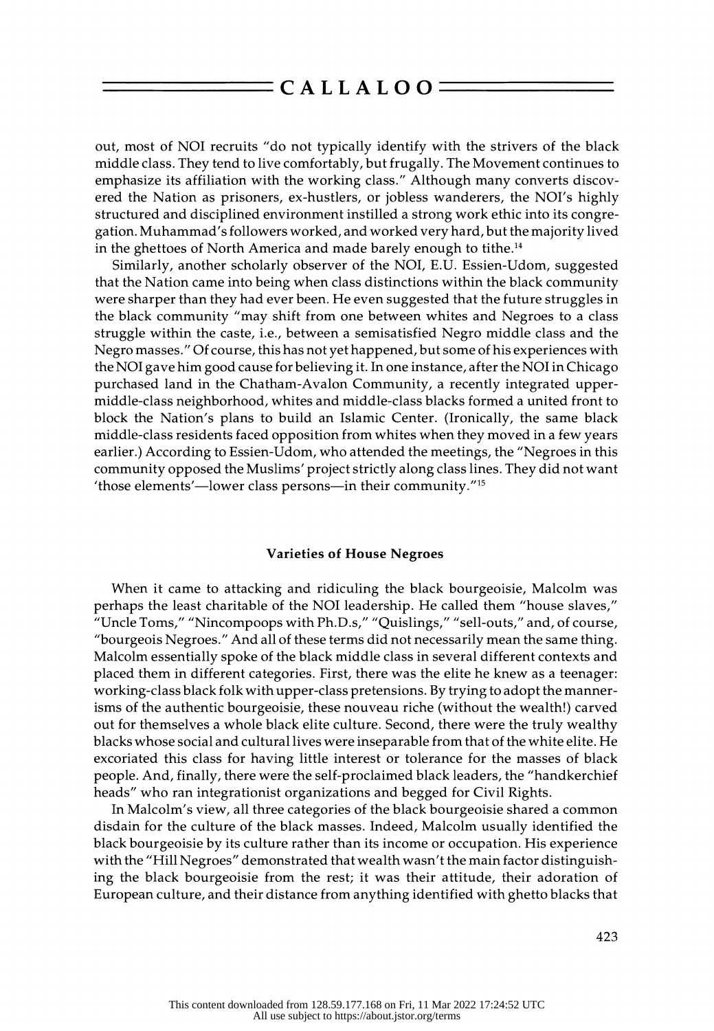out, most of NOI recruits "do not typically identify with the strivers of the black middle class. They tend to live comfortably, but frugally. The Movement continues to emphasize its affiliation with the working class." Although many converts discovered the Nation as prisoners, ex-hustlers, or jobless wanderers, the NOI's highly structured and disciplined environment instilled a strong work ethic into its congregation. Muhammad's followers worked, and worked very hard, but the majority lived in the ghettoes of North America and made barely enough to tithe.[14]

Similarly, another scholarly observer of the NOI, E.U. Essien-Udom, suggested that the Nation came into being when class distinctions within the black community were sharper than they had ever been. He even suggested that the future struggles in the black community "may shift from one between whites and Negroes to a class struggle within the caste, i.e., between a semisatisfied Negro middle class and the Negro masses." Of course, this has not yet happened, but some of his experiences with the NOI gave him good cause for believing it. In one instance, after the NOI in Chicago purchased land in the Chatham-Avalon Community, a recently integrated upper-middle-class neighborhood, whites and middle-class blacks formed a united front to block the Nation's plans to build an Islamic Center. (Ironically, the same black middle-class residents faced opposition from whites when they moved in a few years earlier.) According to Essien-Udom, who attended the meetings, the "Negroes in this community opposed the Muslims' project strictly along class lines. They did not want 'those elements'—lower class persons—in their community."[15]

### Varieties of House Negroes

When it came to attacking and ridiculing the black bourgeoisie, Malcolm was perhaps the least charitable of the NOI leadership. He called them "house slaves," "Uncle Toms," "Nincompoops with Ph.D.s," "Quislings," "sell-outs," and, of course, "bourgeois Negroes." And all of these terms did not necessarily mean the same thing. Malcolm essentially spoke of the black middle class in several different contexts and placed them in different categories. First, there was the elite he knew as a teenager: working-class black folk with upper-class pretensions. By trying to adopt the mannerisms of the authentic bourgeoisie, these nouveau riche (without the wealth!) carved out for themselves a whole black elite culture. Second, there were the truly wealthy blacks whose social and cultural lives were inseparable from that of the white elite. He excoriated this class for having little interest or tolerance for the masses of black people. And, finally, there were the self-proclaimed black leaders, the "handkerchief heads" who ran integrationist organizations and begged for Civil Rights.

In Malcolm's view, all three categories of the black bourgeoisie shared a common disdain for the culture of the black masses. Indeed, Malcolm usually identified the black bourgeoisie by its culture rather than its income or occupation. His experience with the "Hill Negroes" demonstrated that wealth wasn't the main factor distinguishing the black bourgeoisie from the rest; it was their attitude, their adoration of European culture, and their distance from anything identified with ghetto blacks that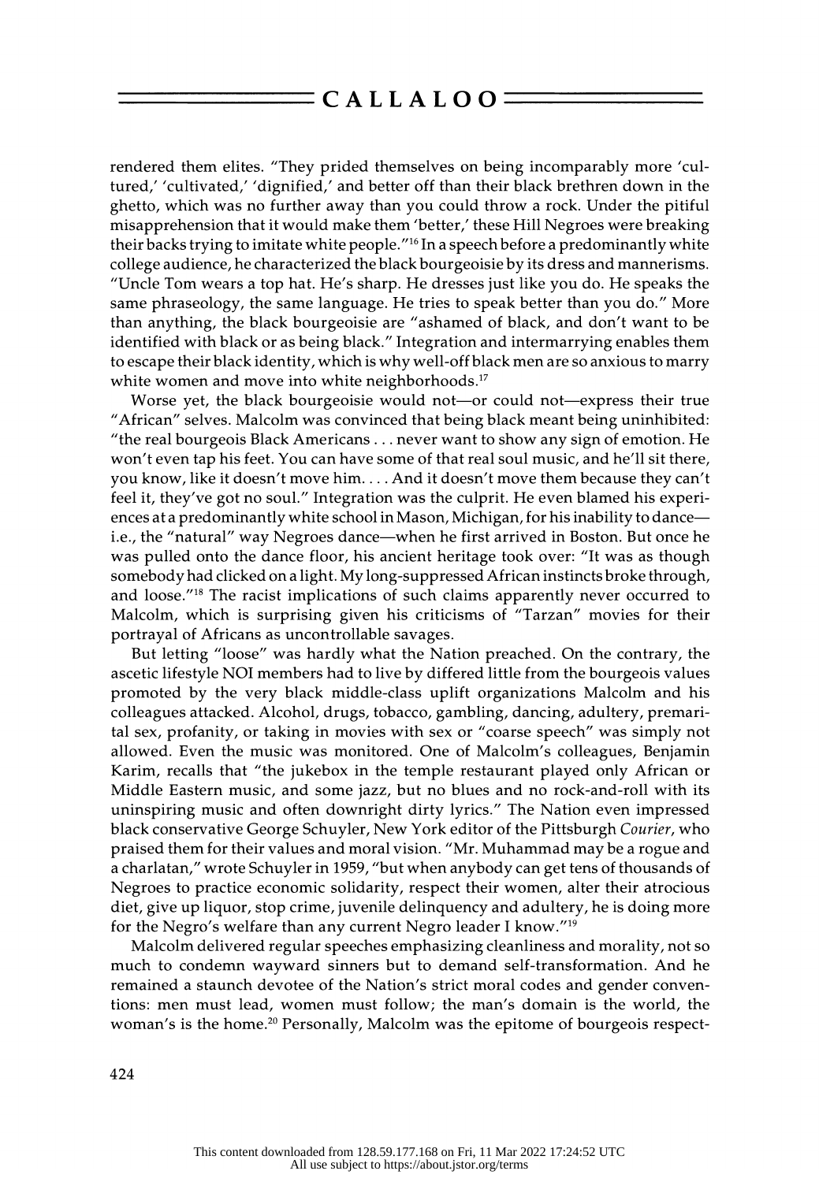rendered them elites. "They prided themselves on being incomparably more 'cultured,' 'cultivated,' 'dignified,' and better off than their black brethren down in the ghetto, which was no further away than you could throw a rock. Under the pitiful misapprehension that it would make them 'better,' these Hill Negroes were breaking their backs trying to imitate white people."[16] In a speech before a predominantly white college audience, he characterized the black bourgeoisie by its dress and mannerisms. "Uncle Tom wears a top hat. He's sharp. He dresses just like you do. He speaks the same phraseology, the same language. He tries to speak better than you do." More than anything, the black bourgeoisie are "ashamed of black, and don't want to be identified with black or as being black." Integration and intermarrying enables them to escape their black identity, which is why well-off black men are so anxious to marry white women and move into white neighborhoods.[17]

Worse yet, the black bourgeoisie would not—or could not—express their true "African" selves. Malcolm was convinced that being black meant being uninhibited: "the real bourgeois Black Americans . . . never want to show any sign of emotion. He won't even tap his feet. You can have some of that real soul music, and he'll sit there, you know, like it doesn't move him. . . . And it doesn't move them because they can't feel it, they've got no soul." Integration was the culprit. He even blamed his experiences at a predominantly white school in Mason, Michigan, for his inability to dance—i.e., the "natural" way Negroes dance—when he first arrived in Boston. But once he was pulled onto the dance floor, his ancient heritage took over: "It was as though somebody had clicked on a light. My long-suppressed African instincts broke through, and loose."[18] The racist implications of such claims apparently never occurred to Malcolm, which is surprising given his criticisms of "Tarzan" movies for their portrayal of Africans as uncontrollable savages.

But letting "loose" was hardly what the Nation preached. On the contrary, the ascetic lifestyle NOI members had to live by differed little from the bourgeois values promoted by the very black middle-class uplift organizations Malcolm and his colleagues attacked. Alcohol, drugs, tobacco, gambling, dancing, adultery, premarital sex, profanity, or taking in movies with sex or "coarse speech" was simply not allowed. Even the music was monitored. One of Malcolm's colleagues, Benjamin Karim, recalls that "the jukebox in the temple restaurant played only African or Middle Eastern music, and some jazz, but no blues and no rock-and-roll with its uninspiring music and often downright dirty lyrics." The Nation even impressed black conservative George Schuyler, New York editor of the Pittsburgh *Courier*, who praised them for their values and moral vision. "Mr. Muhammad may be a rogue and a charlatan," wrote Schuyler in 1959, "but when anybody can get tens of thousands of Negroes to practice economic solidarity, respect their women, alter their atrocious diet, give up liquor, stop crime, juvenile delinquency and adultery, he is doing more for the Negro's welfare than any current Negro leader I know."[19]

Malcolm delivered regular speeches emphasizing cleanliness and morality, not so much to condemn wayward sinners but to demand self-transformation. And he remained a staunch devotee of the Nation's strict moral codes and gender conventions: men must lead, women must follow; the man's domain is the world, the woman's is the home.[20] Personally, Malcolm was the epitome of bourgeois respect-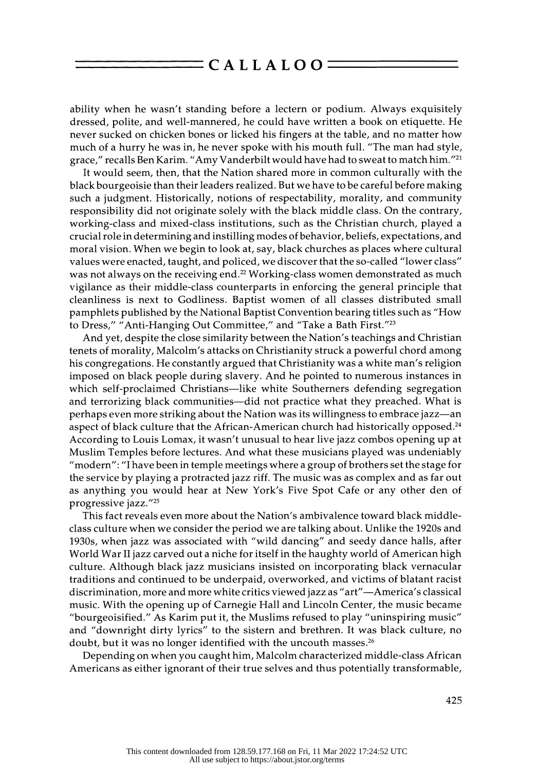ability when he wasn't standing before a lectern or podium. Always exquisitely dressed, polite, and well-mannered, he could have written a book on etiquette. He never sucked on chicken bones or licked his fingers at the table, and no matter how much of a hurry he was in, he never spoke with his mouth full. "The man had style, grace," recalls Ben Karim. "Amy Vanderbilt would have had to sweat to match him."[21]

It would seem, then, that the Nation shared more in common culturally with the black bourgeoisie than their leaders realized. But we have to be careful before making such a judgment. Historically, notions of respectability, morality, and community responsibility did not originate solely with the black middle class. On the contrary, working-class and mixed-class institutions, such as the Christian church, played a crucial role in determining and instilling modes of behavior, beliefs, expectations, and moral vision. When we begin to look at, say, black churches as places where cultural values were enacted, taught, and policed, we discover that the so-called "lower class" was not always on the receiving end.[22] Working-class women demonstrated as much vigilance as their middle-class counterparts in enforcing the general principle that cleanliness is next to Godliness. Baptist women of all classes distributed small pamphlets published by the National Baptist Convention bearing titles such as "How to Dress," "Anti-Hanging Out Committee," and "Take a Bath First."[23]

And yet, despite the close similarity between the Nation's teachings and Christian tenets of morality, Malcolm's attacks on Christianity struck a powerful chord among his congregations. He constantly argued that Christianity was a white man's religion imposed on black people during slavery. And he pointed to numerous instances in which self-proclaimed Christians—like white Southerners defending segregation and terrorizing black communities—did not practice what they preached. What is perhaps even more striking about the Nation was its willingness to embrace jazz—an aspect of black culture that the African-American church had historically opposed.[24] According to Louis Lomax, it wasn't unusual to hear live jazz combos opening up at Muslim Temples before lectures. And what these musicians played was undeniably "modern": "I have been in temple meetings where a group of brothers set the stage for the service by playing a protracted jazz riff. The music was as complex and as far out as anything you would hear at New York's Five Spot Cafe or any other den of progressive jazz."[25]

This fact reveals even more about the Nation's ambivalence toward black middle-class culture when we consider the period we are talking about. Unlike the 1920s and 1930s, when jazz was associated with "wild dancing" and seedy dance halls, after World War II jazz carved out a niche for itself in the haughty world of American high culture. Although black jazz musicians insisted on incorporating black vernacular traditions and continued to be underpaid, overworked, and victims of blatant racist discrimination, more and more white critics viewed jazz as "art"—America's classical music. With the opening up of Carnegie Hall and Lincoln Center, the music became "bourgeoisified." As Karim put it, the Muslims refused to play "uninspiring music" and "downright dirty lyrics" to the sistern and brethren. It was black culture, no doubt, but it was no longer identified with the uncouth masses.[26]

Depending on when you caught him, Malcolm characterized middle-class African Americans as either ignorant of their true selves and thus potentially transformable,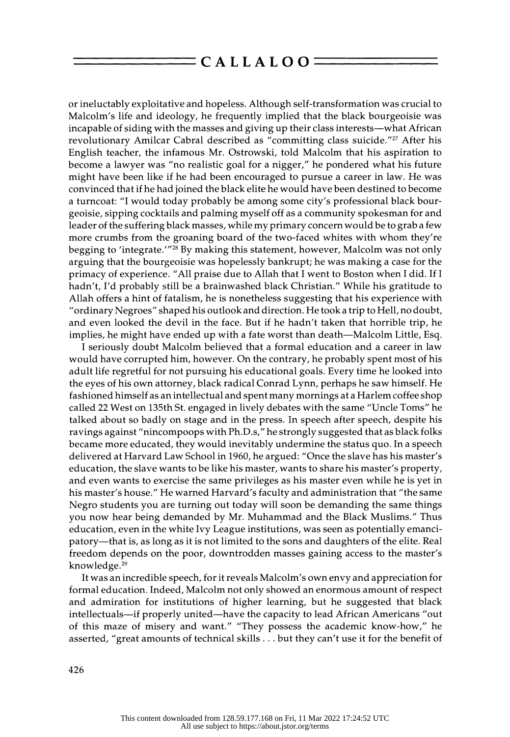or ineluctably exploitative and hopeless. Although self-transformation was crucial to Malcolm's life and ideology, he frequently implied that the black bourgeoisie was incapable of siding with the masses and giving up their class interests—what African revolutionary Amilcar Cabral described as "committing class suicide."[27] After his English teacher, the infamous Mr. Ostrowski, told Malcolm that his aspiration to become a lawyer was "no realistic goal for a nigger," he pondered what his future might have been like if he had been encouraged to pursue a career in law. He was convinced that if he had joined the black elite he would have been destined to become a turncoat: "I would today probably be among some city's professional black bourgeoisie, sipping cocktails and palming myself off as a community spokesman for and leader of the suffering black masses, while my primary concern would be to grab a few more crumbs from the groaning board of the two-faced whites with whom they're begging to 'integrate.'"[28] By making this statement, however, Malcolm was not only arguing that the bourgeoisie was hopelessly bankrupt; he was making a case for the primacy of experience. "All praise due to Allah that I went to Boston when I did. If I hadn't, I'd probably still be a brainwashed black Christian." While his gratitude to Allah offers a hint of fatalism, he is nonetheless suggesting that his experience with "ordinary Negroes" shaped his outlook and direction. He took a trip to Hell, no doubt, and even looked the devil in the face. But if he hadn't taken that horrible trip, he implies, he might have ended up with a fate worst than death—Malcolm Little, Esq.

I seriously doubt Malcolm believed that a formal education and a career in law would have corrupted him, however. On the contrary, he probably spent most of his adult life regretful for not pursuing his educational goals. Every time he looked into the eyes of his own attorney, black radical Conrad Lynn, perhaps he saw himself. He fashioned himself as an intellectual and spent many mornings at a Harlem coffee shop called 22 West on 135th St. engaged in lively debates with the same "Uncle Toms" he talked about so badly on stage and in the press. In speech after speech, despite his ravings against "nincompoops with Ph.D.s," he strongly suggested that as black folks became more educated, they would inevitably undermine the status quo. In a speech delivered at Harvard Law School in 1960, he argued: "Once the slave has his master's education, the slave wants to be like his master, wants to share his master's property, and even wants to exercise the same privileges as his master even while he is yet in his master's house." He warned Harvard's faculty and administration that "the same Negro students you are turning out today will soon be demanding the same things you now hear being demanded by Mr. Muhammad and the Black Muslims." Thus education, even in the white Ivy League institutions, was seen as potentially emancipatory—that is, as long as it is not limited to the sons and daughters of the elite. Real freedom depends on the poor, downtrodden masses gaining access to the master's knowledge.[29]

It was an incredible speech, for it reveals Malcolm's own envy and appreciation for formal education. Indeed, Malcolm not only showed an enormous amount of respect and admiration for institutions of higher learning, but he suggested that black intellectuals—if properly united—have the capacity to lead African Americans "out of this maze of misery and want." "They possess the academic know-how," he asserted, "great amounts of technical skills . . . but they can't use it for the benefit of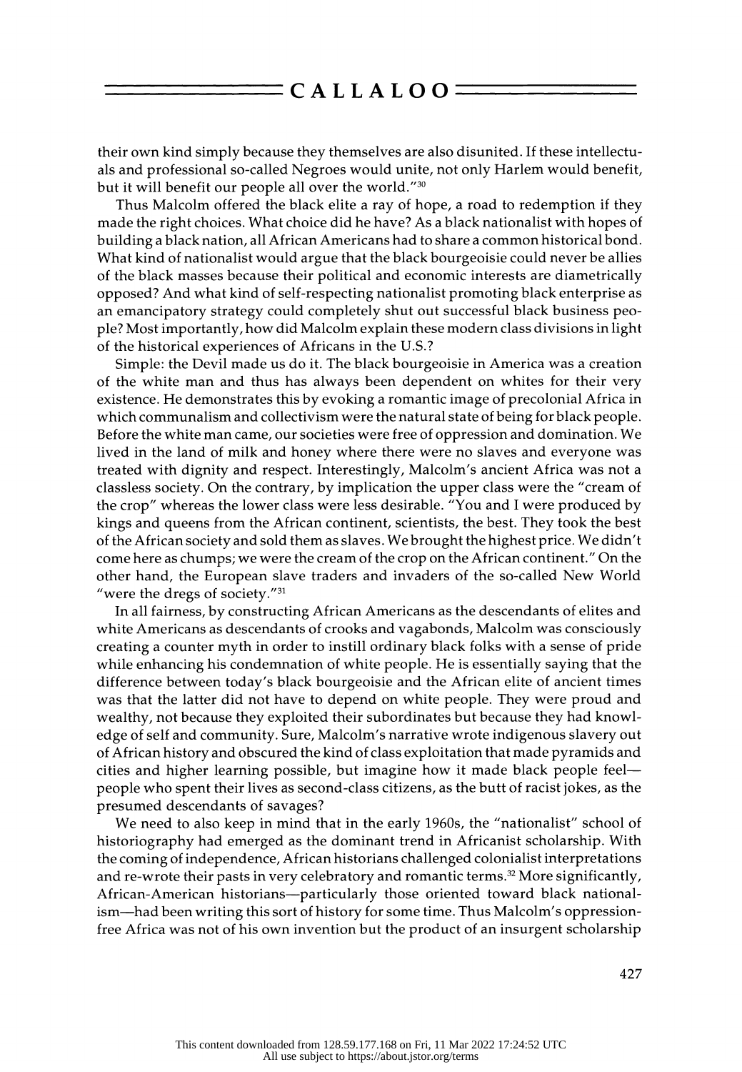their own kind simply because they themselves are also disunited. If these intellectuals and professional so-called Negroes would unite, not only Harlem would benefit, but it will benefit our people all over the world."[30]

Thus Malcolm offered the black elite a ray of hope, a road to redemption if they made the right choices. What choice did he have? As a black nationalist with hopes of building a black nation, all African Americans had to share a common historical bond. What kind of nationalist would argue that the black bourgeoisie could never be allies of the black masses because their political and economic interests are diametrically opposed? And what kind of self-respecting nationalist promoting black enterprise as an emancipatory strategy could completely shut out successful black business people? Most importantly, how did Malcolm explain these modern class divisions in light of the historical experiences of Africans in the U.S.?

Simple: the Devil made us do it. The black bourgeoisie in America was a creation of the white man and thus has always been dependent on whites for their very existence. He demonstrates this by evoking a romantic image of precolonial Africa in which communalism and collectivism were the natural state of being for black people. Before the white man came, our societies were free of oppression and domination. We lived in the land of milk and honey where there were no slaves and everyone was treated with dignity and respect. Interestingly, Malcolm's ancient Africa was not a classless society. On the contrary, by implication the upper class were the "cream of the crop" whereas the lower class were less desirable. "You and I were produced by kings and queens from the African continent, scientists, the best. They took the best of the African society and sold them as slaves. We brought the highest price. We didn't come here as chumps; we were the cream of the crop on the African continent." On the other hand, the European slave traders and invaders of the so-called New World "were the dregs of society."[31]

In all fairness, by constructing African Americans as the descendants of elites and white Americans as descendants of crooks and vagabonds, Malcolm was consciously creating a counter myth in order to instill ordinary black folks with a sense of pride while enhancing his condemnation of white people. He is essentially saying that the difference between today's black bourgeoisie and the African elite of ancient times was that the latter did not have to depend on white people. They were proud and wealthy, not because they exploited their subordinates but because they had knowledge of self and community. Sure, Malcolm's narrative wrote indigenous slavery out of African history and obscured the kind of class exploitation that made pyramids and cities and higher learning possible, but imagine how it made black people feel—people who spent their lives as second-class citizens, as the butt of racist jokes, as the presumed descendants of savages?

We need to also keep in mind that in the early 1960s, the "nationalist" school of historiography had emerged as the dominant trend in Africanist scholarship. With the coming of independence, African historians challenged colonialist interpretations and re-wrote their pasts in very celebratory and romantic terms.[32] More significantly, African-American historians—particularly those oriented toward black nationalism—had been writing this sort of history for some time. Thus Malcolm's oppression-free Africa was not of his own invention but the product of an insurgent scholarship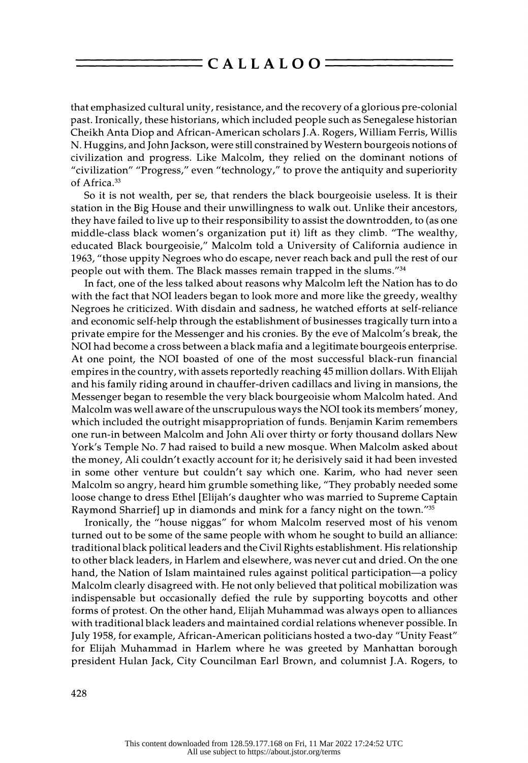that emphasized cultural unity, resistance, and the recovery of a glorious pre-colonial past. Ironically, these historians, which included people such as Senegalese historian Cheikh Anta Diop and African-American scholars J.A. Rogers, William Ferris, Willis N. Huggins, and John Jackson, were still constrained by Western bourgeois notions of civilization and progress. Like Malcolm, they relied on the dominant notions of "civilization" "Progress," even "technology," to prove the antiquity and superiority of Africa.[33]

So it is not wealth, per se, that renders the black bourgeoisie useless. It is their station in the Big House and their unwillingness to walk out. Unlike their ancestors, they have failed to live up to their responsibility to assist the downtrodden, to (as one middle-class black women's organization put it) lift as they climb. "The wealthy, educated Black bourgeoisie," Malcolm told a University of California audience in 1963, "those uppity Negroes who do escape, never reach back and pull the rest of our people out with them. The Black masses remain trapped in the slums."[34]

In fact, one of the less talked about reasons why Malcolm left the Nation has to do with the fact that NOI leaders began to look more and more like the greedy, wealthy Negroes he criticized. With disdain and sadness, he watched efforts at self-reliance and economic self-help through the establishment of businesses tragically turn into a private empire for the Messenger and his cronies. By the eve of Malcolm's break, the NOI had become a cross between a black mafia and a legitimate bourgeois enterprise. At one point, the NOI boasted of one of the most successful black-run financial empires in the country, with assets reportedly reaching 45 million dollars. With Elijah and his family riding around in chauffer-driven cadillacs and living in mansions, the Messenger began to resemble the very black bourgeoisie whom Malcolm hated. And Malcolm was well aware of the unscrupulous ways the NOI took its members' money, which included the outright misappropriation of funds. Benjamin Karim remembers one run-in between Malcolm and John Ali over thirty or forty thousand dollars New York's Temple No. 7 had raised to build a new mosque. When Malcolm asked about the money, Ali couldn't exactly account for it; he derisively said it had been invested in some other venture but couldn't say which one. Karim, who had never seen Malcolm so angry, heard him grumble something like, "They probably needed some loose change to dress Ethel [Elijah's daughter who was married to Supreme Captain Raymond Sharrief] up in diamonds and mink for a fancy night on the town."[35]

Ironically, the "house niggas" for whom Malcolm reserved most of his venom turned out to be some of the same people with whom he sought to build an alliance: traditional black political leaders and the Civil Rights establishment. His relationship to other black leaders, in Harlem and elsewhere, was never cut and dried. On the one hand, the Nation of Islam maintained rules against political participation—a policy Malcolm clearly disagreed with. He not only believed that political mobilization was indispensable but occasionally defied the rule by supporting boycotts and other forms of protest. On the other hand, Elijah Muhammad was always open to alliances with traditional black leaders and maintained cordial relations whenever possible. In July 1958, for example, African-American politicians hosted a two-day "Unity Feast" for Elijah Muhammad in Harlem where he was greeted by Manhattan borough president Hulan Jack, City Councilman Earl Brown, and columnist J.A. Rogers, to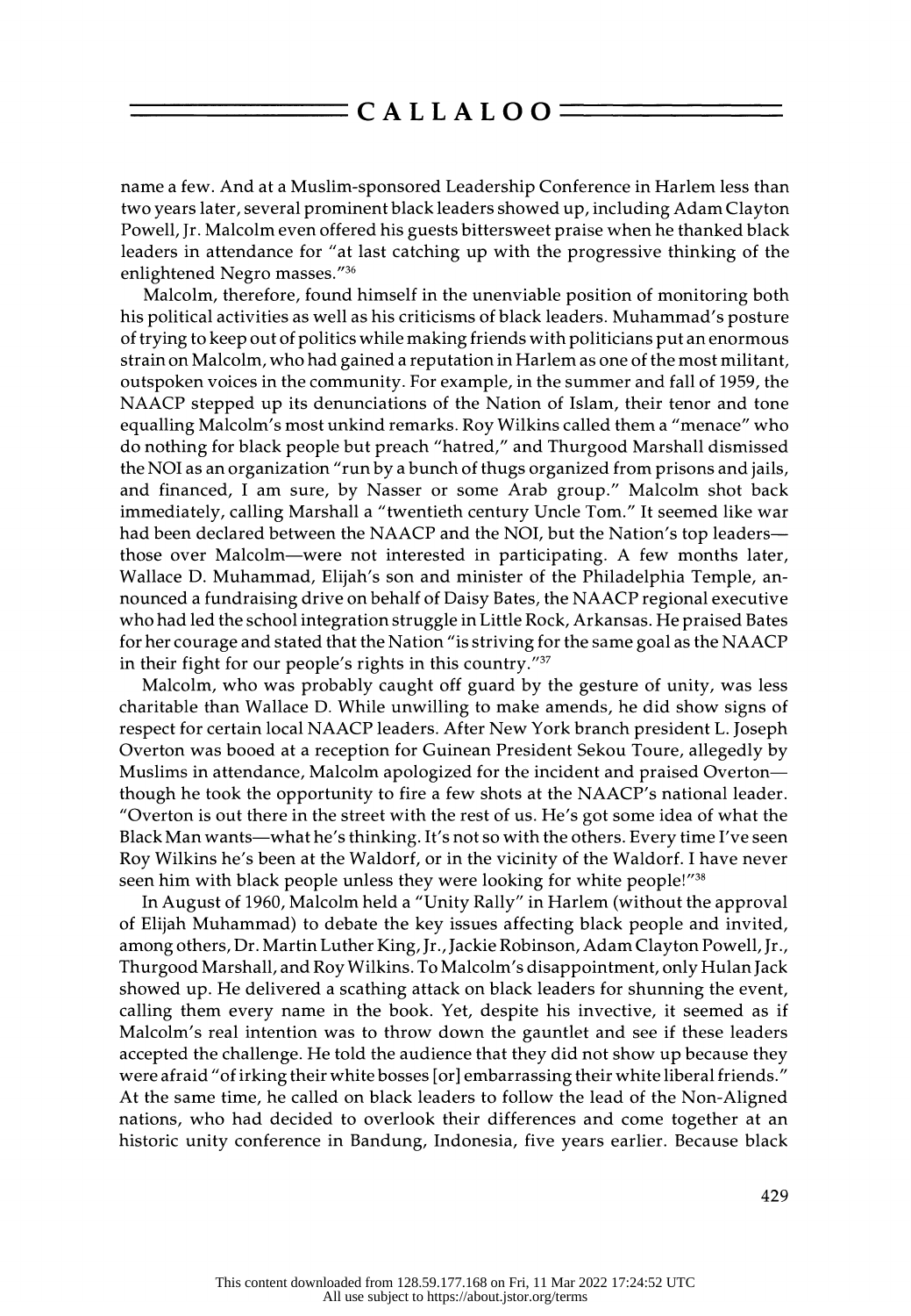name a few. And at a Muslim-sponsored Leadership Conference in Harlem less than two years later, several prominent black leaders showed up, including Adam Clayton Powell, Jr. Malcolm even offered his guests bittersweet praise when he thanked black leaders in attendance for "at last catching up with the progressive thinking of the enlightened Negro masses."[36]

Malcolm, therefore, found himself in the unenviable position of monitoring both his political activities as well as his criticisms of black leaders. Muhammad's posture of trying to keep out of politics while making friends with politicians put an enormous strain on Malcolm, who had gained a reputation in Harlem as one of the most militant, outspoken voices in the community. For example, in the summer and fall of 1959, the NAACP stepped up its denunciations of the Nation of Islam, their tenor and tone equalling Malcolm's most unkind remarks. Roy Wilkins called them a "menace" who do nothing for black people but preach "hatred," and Thurgood Marshall dismissed the NOI as an organization "run by a bunch of thugs organized from prisons and jails, and financed, I am sure, by Nasser or some Arab group." Malcolm shot back immediately, calling Marshall a "twentieth century Uncle Tom." It seemed like war had been declared between the NAACP and the NOI, but the Nation's top leaders—those over Malcolm—were not interested in participating. A few months later, Wallace D. Muhammad, Elijah's son and minister of the Philadelphia Temple, announced a fundraising drive on behalf of Daisy Bates, the NAACP regional executive who had led the school integration struggle in Little Rock, Arkansas. He praised Bates for her courage and stated that the Nation "is striving for the same goal as the NAACP in their fight for our people's rights in this country."[37]

Malcolm, who was probably caught off guard by the gesture of unity, was less charitable than Wallace D. While unwilling to make amends, he did show signs of respect for certain local NAACP leaders. After New York branch president L. Joseph Overton was booed at a reception for Guinean President Sekou Toure, allegedly by Muslims in attendance, Malcolm apologized for the incident and praised Overton—though he took the opportunity to fire a few shots at the NAACP's national leader. "Overton is out there in the street with the rest of us. He's got some idea of what the Black Man wants—what he's thinking. It's not so with the others. Every time I've seen Roy Wilkins he's been at the Waldorf, or in the vicinity of the Waldorf. I have never seen him with black people unless they were looking for white people!"[38]

In August of 1960, Malcolm held a "Unity Rally" in Harlem (without the approval of Elijah Muhammad) to debate the key issues affecting black people and invited, among others, Dr. Martin Luther King, Jr., Jackie Robinson, Adam Clayton Powell, Jr., Thurgood Marshall, and Roy Wilkins. To Malcolm's disappointment, only Hulan Jack showed up. He delivered a scathing attack on black leaders for shunning the event, calling them every name in the book. Yet, despite his invective, it seemed as if Malcolm's real intention was to throw down the gauntlet and see if these leaders accepted the challenge. He told the audience that they did not show up because they were afraid "of irking their white bosses [or] embarrassing their white liberal friends." At the same time, he called on black leaders to follow the lead of the Non-Aligned nations, who had decided to overlook their differences and come together at an historic unity conference in Bandung, Indonesia, five years earlier. Because black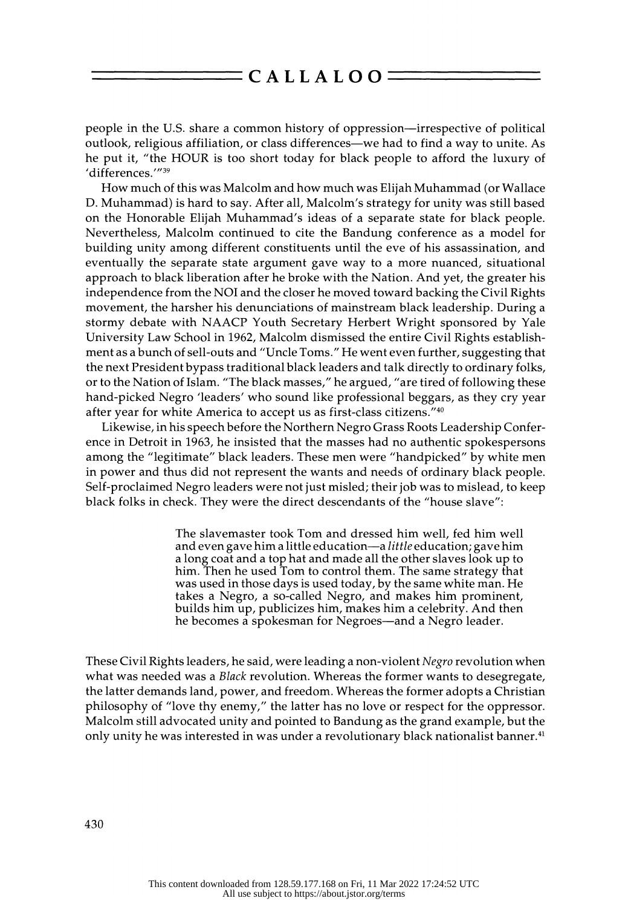people in the U.S. share a common history of oppression—irrespective of political outlook, religious affiliation, or class differences—we had to find a way to unite. As he put it, "the HOUR is too short today for black people to afford the luxury of 'differences.'"[39]

How much of this was Malcolm and how much was Elijah Muhammad (or Wallace D. Muhammad) is hard to say. After all, Malcolm's strategy for unity was still based on the Honorable Elijah Muhammad's ideas of a separate state for black people. Nevertheless, Malcolm continued to cite the Bandung conference as a model for building unity among different constituents until the eve of his assassination, and eventually the separate state argument gave way to a more nuanced, situational approach to black liberation after he broke with the Nation. And yet, the greater his independence from the NOI and the closer he moved toward backing the Civil Rights movement, the harsher his denunciations of mainstream black leadership. During a stormy debate with NAACP Youth Secretary Herbert Wright sponsored by Yale University Law School in 1962, Malcolm dismissed the entire Civil Rights establishment as a bunch of sell-outs and "Uncle Toms." He went even further, suggesting that the next President bypass traditional black leaders and talk directly to ordinary folks, or to the Nation of Islam. "The black masses," he argued, "are tired of following these hand-picked Negro 'leaders' who sound like professional beggars, as they cry year after year for white America to accept us as first-class citizens."[40]

Likewise, in his speech before the Northern Negro Grass Roots Leadership Conference in Detroit in 1963, he insisted that the masses had no authentic spokespersons among the "legitimate" black leaders. These men were "handpicked" by white men in power and thus did not represent the wants and needs of ordinary black people. Self-proclaimed Negro leaders were not just misled; their job was to mislead, to keep black folks in check. They were the direct descendants of the "house slave":

> The slavemaster took Tom and dressed him well, fed him well and even gave him a little education—a *little* education; gave him a long coat and a top hat and made all the other slaves look up to him. Then he used Tom to control them. The same strategy that was used in those days is used today, by the same white man. He takes a Negro, a so-called Negro, and makes him prominent, builds him up, publicizes him, makes him a celebrity. And then he becomes a spokesman for Negroes—and a Negro leader.

These Civil Rights leaders, he said, were leading a non-violent *Negro* revolution when what was needed was a *Black* revolution. Whereas the former wants to desegregate, the latter demands land, power, and freedom. Whereas the former adopts a Christian philosophy of "love thy enemy," the latter has no love or respect for the oppressor. Malcolm still advocated unity and pointed to Bandung as the grand example, but the only unity he was interested in was under a revolutionary black nationalist banner.[41]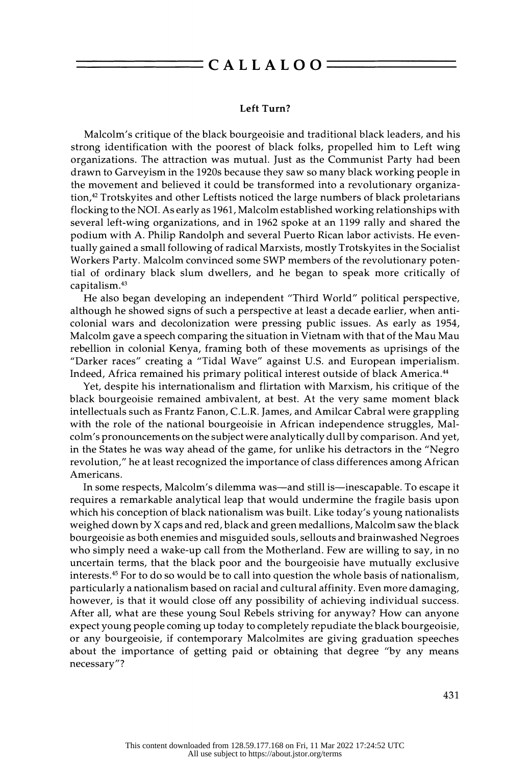### Left Turn?

Malcolm's critique of the black bourgeoisie and traditional black leaders, and his strong identification with the poorest of black folks, propelled him to Left wing organizations. The attraction was mutual. Just as the Communist Party had been drawn to Garveyism in the 1920s because they saw so many black working people in the movement and believed it could be transformed into a revolutionary organization,[42] Trotskyites and other Leftists noticed the large numbers of black proletarians flocking to the NOI. As early as 1961, Malcolm established working relationships with several left-wing organizations, and in 1962 spoke at an 1199 rally and shared the podium with A. Philip Randolph and several Puerto Rican labor activists. He eventually gained a small following of radical Marxists, mostly Trotskyites in the Socialist Workers Party. Malcolm convinced some SWP members of the revolutionary potential of ordinary black slum dwellers, and he began to speak more critically of capitalism.[43]

He also began developing an independent "Third World" political perspective, although he showed signs of such a perspective at least a decade earlier, when anti-colonial wars and decolonization were pressing public issues. As early as 1954, Malcolm gave a speech comparing the situation in Vietnam with that of the Mau Mau rebellion in colonial Kenya, framing both of these movements as uprisings of the "Darker races" creating a "Tidal Wave" against U.S. and European imperialism. Indeed, Africa remained his primary political interest outside of black America.[44]

Yet, despite his internationalism and flirtation with Marxism, his critique of the black bourgeoisie remained ambivalent, at best. At the very same moment black intellectuals such as Frantz Fanon, C.L.R. James, and Amilcar Cabral were grappling with the role of the national bourgeoisie in African independence struggles, Malcolm's pronouncements on the subject were analytically dull by comparison. And yet, in the States he was way ahead of the game, for unlike his detractors in the "Negro revolution," he at least recognized the importance of class differences among African Americans.

In some respects, Malcolm's dilemma was—and still is—inescapable. To escape it requires a remarkable analytical leap that would undermine the fragile basis upon which his conception of black nationalism was built. Like today's young nationalists weighed down by X caps and red, black and green medallions, Malcolm saw the black bourgeoisie as both enemies and misguided souls, sellouts and brainwashed Negroes who simply need a wake-up call from the Motherland. Few are willing to say, in no uncertain terms, that the black poor and the bourgeoisie have mutually exclusive interests.[45] For to do so would be to call into question the whole basis of nationalism, particularly a nationalism based on racial and cultural affinity. Even more damaging, however, is that it would close off any possibility of achieving individual success. After all, what are these young Soul Rebels striving for anyway? How can anyone expect young people coming up today to completely repudiate the black bourgeoisie, or any bourgeoisie, if contemporary Malcolmites are giving graduation speeches about the importance of getting paid or obtaining that degree "by any means necessary"?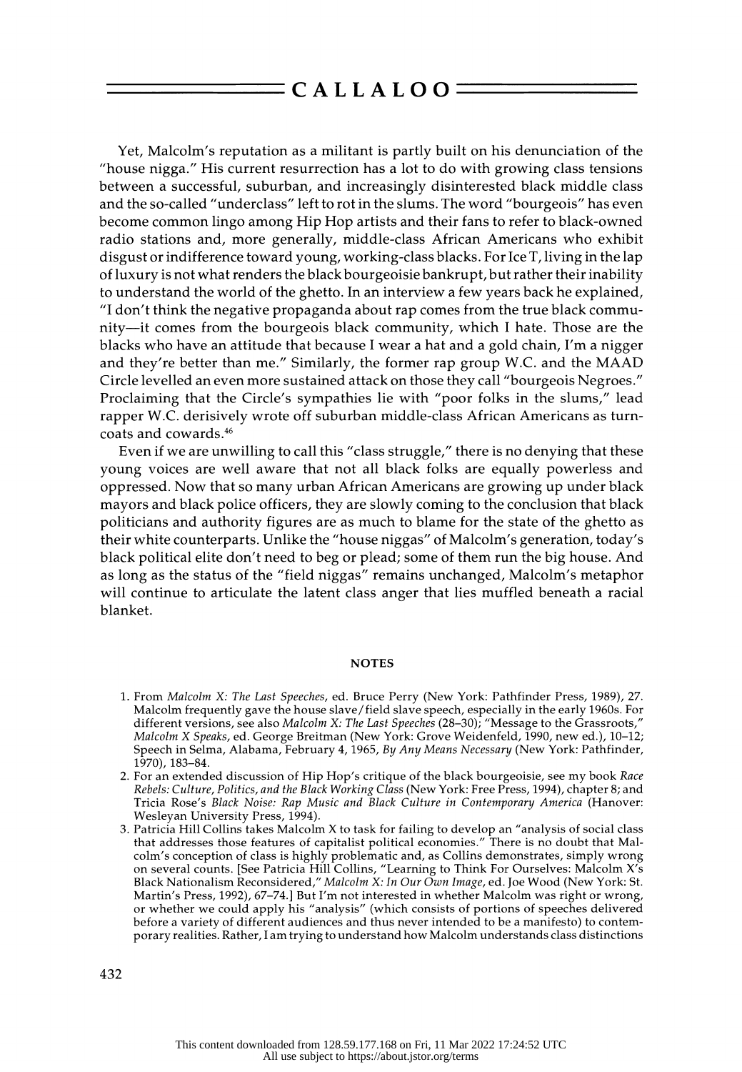Yet, Malcolm's reputation as a militant is partly built on his denunciation of the "house nigga." His current resurrection has a lot to do with growing class tensions between a successful, suburban, and increasingly disinterested black middle class and the so-called "underclass" left to rot in the slums. The word "bourgeois" has even become common lingo among Hip Hop artists and their fans to refer to black-owned radio stations and, more generally, middle-class African Americans who exhibit disgust or indifference toward young, working-class blacks. For Ice T, living in the lap of luxury is not what renders the black bourgeoisie bankrupt, but rather their inability to understand the world of the ghetto. In an interview a few years back he explained, "I don't think the negative propaganda about rap comes from the true black community—it comes from the bourgeois black community, which I hate. Those are the blacks who have an attitude that because I wear a hat and a gold chain, I'm a nigger and they're better than me." Similarly, the former rap group W.C. and the MAAD Circle levelled an even more sustained attack on those they call "bourgeois Negroes." Proclaiming that the Circle's sympathies lie with "poor folks in the slums," lead rapper W.C. derisively wrote off suburban middle-class African Americans as turncoats and cowards.[46]

Even if we are unwilling to call this "class struggle," there is no denying that these young voices are well aware that not all black folks are equally powerless and oppressed. Now that so many urban African Americans are growing up under black mayors and black police officers, they are slowly coming to the conclusion that black politicians and authority figures are as much to blame for the state of the ghetto as their white counterparts. Unlike the "house niggas" of Malcolm's generation, today's black political elite don't need to beg or plead; some of them run the big house. And as long as the status of the "field niggas" remains unchanged, Malcolm's metaphor will continue to articulate the latent class anger that lies muffled beneath a racial blanket.

## NOTES

1. From *Malcolm X: The Last Speeches*, ed. Bruce Perry (New York: Pathfinder Press, 1989), 27. Malcolm frequently gave the house slave/field slave speech, especially in the early 1960s. For different versions, see also *Malcolm X: The Last Speeches* (28–30); "Message to the Grassroots," *Malcolm X Speaks*, ed. George Breitman (New York: Grove Weidenfeld, 1990, new ed.), 10–12; Speech in Selma, Alabama, February 4, 1965, *By Any Means Necessary* (New York: Pathfinder, 1970), 183–84.
2. For an extended discussion of Hip Hop's critique of the black bourgeoisie, see my book *Race Rebels: Culture, Politics, and the Black Working Class* (New York: Free Press, 1994), chapter 8; and Tricia Rose's *Black Noise: Rap Music and Black Culture in Contemporary America* (Hanover: Wesleyan University Press, 1994).
3. Patricia Hill Collins takes Malcolm X to task for failing to develop an "analysis of social class that addresses those features of capitalist political economies." There is no doubt that Malcolm's conception of class is highly problematic and, as Collins demonstrates, simply wrong on several counts. [See Patricia Hill Collins, "Learning to Think For Ourselves: Malcolm X's Black Nationalism Reconsidered," *Malcolm X: In Our Own Image*, ed. Joe Wood (New York: St. Martin's Press, 1992), 67–74.] But I'm not interested in whether Malcolm was right or wrong, or whether we could apply his "analysis" (which consists of portions of speeches delivered before a variety of different audiences and thus never intended to be a manifesto) to contemporary realities. Rather, I am trying to understand how Malcolm understands class distinctions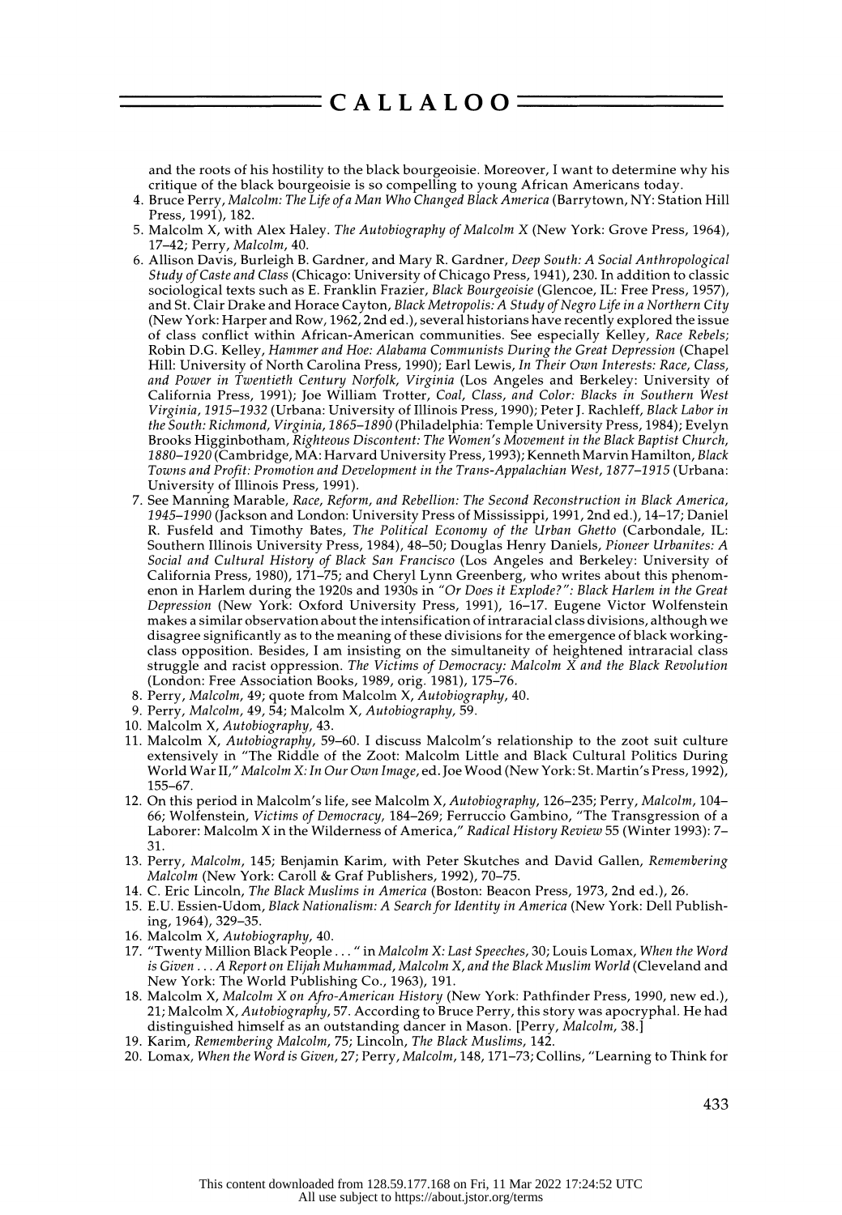and the roots of his hostility to the black bourgeoisie. Moreover, I want to determine why his critique of the black bourgeoisie is so compelling to young African Americans today.

4. Bruce Perry, *Malcolm: The Life of a Man Who Changed Black America* (Barrytown, NY: Station Hill Press, 1991), 182.
5. Malcolm X, with Alex Haley. *The Autobiography of Malcolm X* (New York: Grove Press, 1964), 17–42; Perry, *Malcolm*, 40.
6. Allison Davis, Burleigh B. Gardner, and Mary R. Gardner, *Deep South: A Social Anthropological Study of Caste and Class* (Chicago: University of Chicago Press, 1941), 230. In addition to classic sociological texts such as E. Franklin Frazier, *Black Bourgeoisie* (Glencoe, IL: Free Press, 1957), and St. Clair Drake and Horace Cayton, *Black Metropolis: A Study of Negro Life in a Northern City* (New York: Harper and Row, 1962, 2nd ed.), several historians have recently explored the issue of class conflict within African-American communities. See especially Kelley, *Race Rebels*; Robin D.G. Kelley, *Hammer and Hoe: Alabama Communists During the Great Depression* (Chapel Hill: University of North Carolina Press, 1990); Earl Lewis, *In Their Own Interests: Race, Class, and Power in Twentieth Century Norfolk, Virginia* (Los Angeles and Berkeley: University of California Press, 1991); Joe William Trotter, *Coal, Class, and Color: Blacks in Southern West Virginia, 1915–1932* (Urbana: University of Illinois Press, 1990); Peter J. Rachleff, *Black Labor in the South: Richmond, Virginia, 1865–1890* (Philadelphia: Temple University Press, 1984); Evelyn Brooks Higginbotham, *Righteous Discontent: The Women's Movement in the Black Baptist Church, 1880–1920* (Cambridge, MA: Harvard University Press, 1993); Kenneth Marvin Hamilton, *Black Towns and Profit: Promotion and Development in the Trans-Appalachian West, 1877–1915* (Urbana: University of Illinois Press, 1991).
7. See Manning Marable, *Race, Reform, and Rebellion: The Second Reconstruction in Black America, 1945–1990* (Jackson and London: University Press of Mississippi, 1991, 2nd ed.), 14–17; Daniel R. Fusfeld and Timothy Bates, *The Political Economy of the Urban Ghetto* (Carbondale, IL: Southern Illinois University Press, 1984), 48–50; Douglas Henry Daniels, *Pioneer Urbanites: A Social and Cultural History of Black San Francisco* (Los Angeles and Berkeley: University of California Press, 1980), 171–75; and Cheryl Lynn Greenberg, who writes about this phenomenon in Harlem during the 1920s and 1930s in *"Or Does it Explode?": Black Harlem in the Great Depression* (New York: Oxford University Press, 1991), 16–17. Eugene Victor Wolfenstein makes a similar observation about the intensification of intraracial class divisions, although we disagree significantly as to the meaning of these divisions for the emergence of black working-class opposition. Besides, I am insisting on the simultaneity of heightened intraracial class struggle and racist oppression. *The Victims of Democracy: Malcolm X and the Black Revolution* (London: Free Association Books, 1989, orig. 1981), 175–76.
8. Perry, *Malcolm*, 49; quote from Malcolm X, *Autobiography*, 40.
9. Perry, *Malcolm*, 49, 54; Malcolm X, *Autobiography*, 59.
10. Malcolm X, *Autobiography*, 43.
11. Malcolm X, *Autobiography*, 59–60. I discuss Malcolm's relationship to the zoot suit culture extensively in "The Riddle of the Zoot: Malcolm Little and Black Cultural Politics During World War II," *Malcolm X: In Our Own Image*, ed. Joe Wood (New York: St. Martin's Press, 1992), 155–67.
12. On this period in Malcolm's life, see Malcolm X, *Autobiography*, 126–235; Perry, *Malcolm*, 104–66; Wolfenstein, *Victims of Democracy*, 184–269; Ferruccio Gambino, "The Transgression of a Laborer: Malcolm X in the Wilderness of America," *Radical History Review* 55 (Winter 1993): 7–31.
13. Perry, *Malcolm*, 145; Benjamin Karim, with Peter Skutches and David Gallen, *Remembering Malcolm* (New York: Caroll & Graf Publishers, 1992), 70–75.
14. C. Eric Lincoln, *The Black Muslims in America* (Boston: Beacon Press, 1973, 2nd ed.), 26.
15. E.U. Essien-Udom, *Black Nationalism: A Search for Identity in America* (New York: Dell Publishing, 1964), 329–35.
16. Malcolm X, *Autobiography*, 40.
17. "Twenty Million Black People . . ." in *Malcolm X: Last Speeches*, 30; Louis Lomax, *When the Word is Given . . . A Report on Elijah Muhammad, Malcolm X, and the Black Muslim World* (Cleveland and New York: The World Publishing Co., 1963), 191.
18. Malcolm X, *Malcolm X on Afro-American History* (New York: Pathfinder Press, 1990, new ed.), 21; Malcolm X, *Autobiography*, 57. According to Bruce Perry, this story was apocryphal. He had distinguished himself as an outstanding dancer in Mason. [Perry, *Malcolm*, 38.]
19. Karim, *Remembering Malcolm*, 75; Lincoln, *The Black Muslims*, 142.
20. Lomax, *When the Word is Given*, 27; Perry, *Malcolm*, 148, 171–73; Collins, "Learning to Think for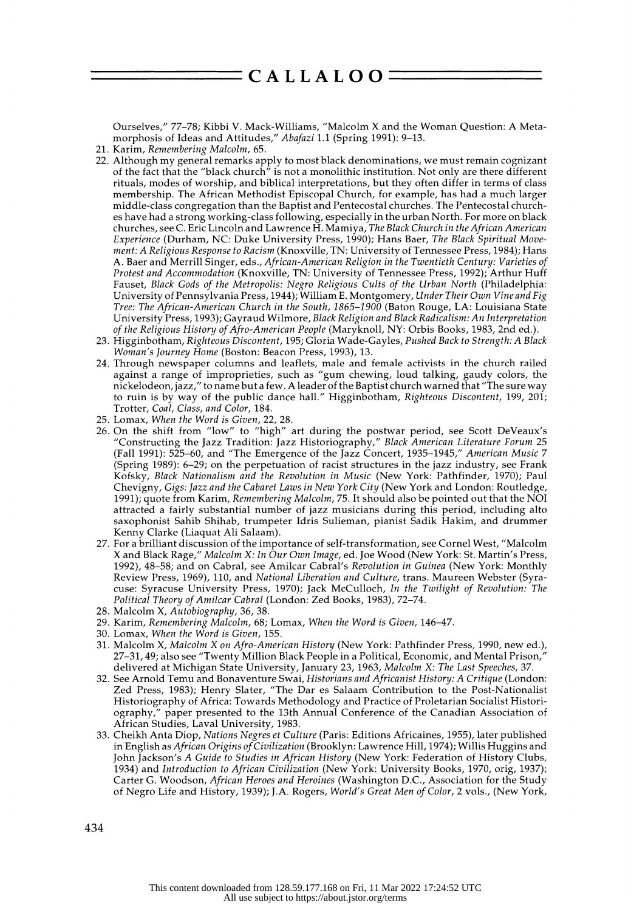Ourselves," 77–78; Kibbi V. Mack-Williams, "Malcolm X and the Woman Question: A Metamorphosis of Ideas and Attitudes," *Abafazi* 1.1 (Spring 1991): 9–13.

21. Karim, *Remembering Malcolm*, 65.
22. Although my general remarks apply to most black denominations, we must remain cognizant of the fact that the "black church" is not a monolithic institution. Not only are there different rituals, modes of worship, and biblical interpretations, but they often differ in terms of class membership. The African Methodist Episcopal Church, for example, has had a much larger middle-class congregation than the Baptist and Pentecostal churches. The Pentecostal churches have had a strong working-class following, especially in the urban North. For more on black churches, see C. Eric Lincoln and Lawrence H. Mamiya, *The Black Church in the African American Experience* (Durham, NC: Duke University Press, 1990); Hans Baer, *The Black Spiritual Movement: A Religious Response to Racism* (Knoxville, TN: University of Tennessee Press, 1984); Hans A. Baer and Merrill Singer, eds., *African-American Religion in the Twentieth Century: Varieties of Protest and Accommodation* (Knoxville, TN: University of Tennessee Press, 1992); Arthur Huff Fauset, *Black Gods of the Metropolis: Negro Religious Cults of the Urban North* (Philadelphia: University of Pennsylvania Press, 1944); William E. Montgomery, *Under Their Own Vine and Fig Tree: The African-American Church in the South, 1865–1900* (Baton Rouge, LA: Louisiana State University Press, 1993); Gayraud Wilmore, *Black Religion and Black Radicalism: An Interpretation of the Religious History of Afro-American People* (Maryknoll, NY: Orbis Books, 1983, 2nd ed.).
23. Higginbotham, *Righteous Discontent*, 195; Gloria Wade-Gayles, *Pushed Back to Strength: A Black Woman's Journey Home* (Boston: Beacon Press, 1993), 13.
24. Through newspaper columns and leaflets, male and female activists in the church railed against a range of improprieties, such as "gum chewing, loud talking, gaudy colors, the nickelodeon, jazz," to name but a few. A leader of the Baptist church warned that "The sure way to ruin is by way of the public dance hall." Higginbotham, *Righteous Discontent*, 199, 201; Trotter, *Coal, Class, and Color*, 184.
25. Lomax, *When the Word is Given*, 22, 28.
26. On the shift from "low" to "high" art during the postwar period, see Scott DeVeaux's "Constructing the Jazz Tradition: Jazz Historiography," *Black American Literature Forum* 25 (Fall 1991): 525–60, and "The Emergence of the Jazz Concert, 1935–1945," *American Music* 7 (Spring 1989): 6–29; on the perpetuation of racist structures in the jazz industry, see Frank Kofsky, *Black Nationalism and the Revolution in Music* (New York: Pathfinder, 1970); Paul Chevigny, *Gigs: Jazz and the Cabaret Laws in New York City* (New York and London: Routledge, 1991); quote from Karim, *Remembering Malcolm*, 75. It should also be pointed out that the NOI attracted a fairly substantial number of jazz musicians during this period, including alto saxophonist Sahib Shihab, trumpeter Idris Sulieman, pianist Sadik Hakim, and drummer Kenny Clarke (Liaquat Ali Salaam).
27. For a brilliant discussion of the importance of self-transformation, see Cornel West, "Malcolm X and Black Rage," *Malcolm X: In Our Own Image*, ed. Joe Wood (New York: St. Martin's Press, 1992), 48–58; and on Cabral, see Amilcar Cabral's *Revolution in Guinea* (New York: Monthly Review Press, 1969), 110, and *National Liberation and Culture*, trans. Maureen Webster (Syracuse: Syracuse University Press, 1970); Jack McCulloch, *In the Twilight of Revolution: The Political Theory of Amilcar Cabral* (London: Zed Books, 1983), 72–74.
28. Malcolm X, *Autobiography*, 36, 38.
29. Karim, *Remembering Malcolm*, 68; Lomax, *When the Word is Given*, 146–47.
30. Lomax, *When the Word is Given*, 155.
31. Malcolm X, *Malcolm X on Afro-American History* (New York: Pathfinder Press, 1990, new ed.), 27–31, 49; also see "Twenty Million Black People in a Political, Economic, and Mental Prison," delivered at Michigan State University, January 23, 1963, *Malcolm X: The Last Speeches*, 37.
32. See Arnold Temu and Bonaventure Swai, *Historians and Africanist History: A Critique* (London: Zed Press, 1983); Henry Slater, "The Dar es Salaam Contribution to the Post-Nationalist Historiography of Africa: Towards Methodology and Practice of Proletarian Socialist Historiography," paper presented to the 13th Annual Conference of the Canadian Association of African Studies, Laval University, 1983.
33. Cheikh Anta Diop, *Nations Negres et Culture* (Paris: Editions Africaines, 1955), later published in English as *African Origins of Civilization* (Brooklyn: Lawrence Hill, 1974); Willis Huggins and John Jackson's *A Guide to Studies in African History* (New York: Federation of History Clubs, 1934) and *Introduction to African Civilization* (New York: University Books, 1970, orig, 1937); Carter G. Woodson, *African Heroes and Heroines* (Washington D.C., Association for the Study of Negro Life and History, 1939); J.A. Rogers, *World's Great Men of Color*, 2 vols., (New York,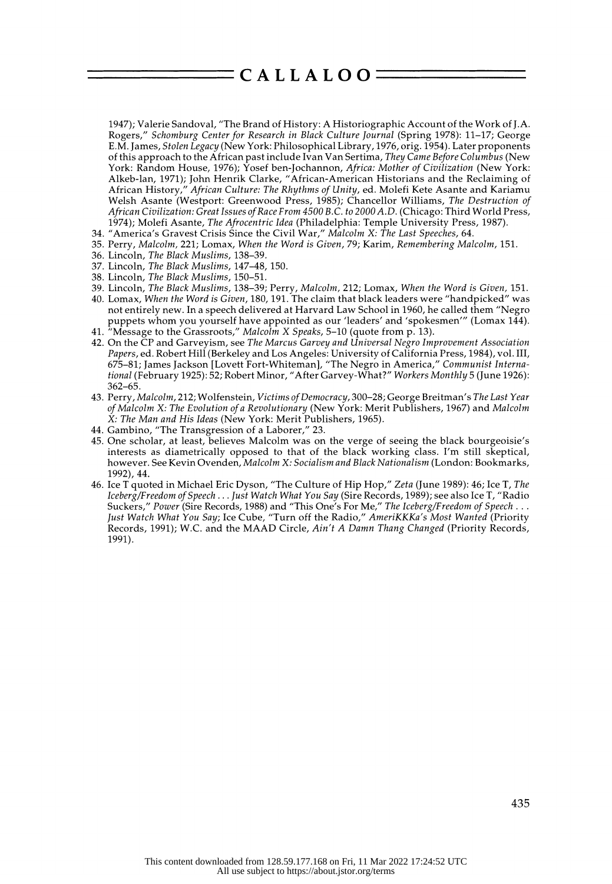1947); Valerie Sandoval, "The Brand of History: A Historiographic Account of the Work of J.A. Rogers," *Schomburg Center for Research in Black Culture Journal* (Spring 1978): 11–17; George E.M. James, *Stolen Legacy* (New York: Philosophical Library, 1976, orig. 1954). Later proponents of this approach to the African past include Ivan Van Sertima, *They Came Before Columbus* (New York: Random House, 1976); Yosef ben-Jochannon, *Africa: Mother of Civilization* (New York: Alkeb-lan, 1971); John Henrik Clarke, "African-American Historians and the Reclaiming of African History," *African Culture: The Rhythms of Unity*, ed. Molefi Kete Asante and Kariamu Welsh Asante (Westport: Greenwood Press, 1985); Chancellor Williams, *The Destruction of African Civilization: Great Issues of Race From 4500 B.C. to 2000 A.D.* (Chicago: Third World Press, 1974); Molefi Asante, *The Afrocentric Idea* (Philadelphia: Temple University Press, 1987).

34. "America's Gravest Crisis Since the Civil War," *Malcolm X: The Last Speeches*, 64.
35. Perry, *Malcolm*, 221; Lomax, *When the Word is Given*, 79; Karim, *Remembering Malcolm*, 151.
36. Lincoln, *The Black Muslims*, 138–39.
37. Lincoln, *The Black Muslims*, 147–48, 150.
38. Lincoln, *The Black Muslims*, 150–51.
39. Lincoln, *The Black Muslims*, 138–39; Perry, *Malcolm*, 212; Lomax, *When the Word is Given*, 151.
40. Lomax, *When the Word is Given*, 180, 191. The claim that black leaders were "handpicked" was not entirely new. In a speech delivered at Harvard Law School in 1960, he called them "Negro puppets whom you yourself have appointed as our 'leaders' and 'spokesmen'" (Lomax 144).
41. "Message to the Grassroots," *Malcolm X Speaks*, 5–10 (quote from p. 13).
42. On the CP and Garveyism, see *The Marcus Garvey and Universal Negro Improvement Association Papers*, ed. Robert Hill (Berkeley and Los Angeles: University of California Press, 1984), vol. III, 675–81; James Jackson [Lovett Fort-Whiteman], "The Negro in America," *Communist International* (February 1925): 52; Robert Minor, "After Garvey-What?" *Workers Monthly* 5 (June 1926): 362–65.
43. Perry, *Malcolm*, 212; Wolfenstein, *Victims of Democracy*, 300–28; George Breitman's *The Last Year of Malcolm X: The Evolution of a Revolutionary* (New York: Merit Publishers, 1967) and *Malcolm X: The Man and His Ideas* (New York: Merit Publishers, 1965).
44. Gambino, "The Transgression of a Laborer," 23.
45. One scholar, at least, believes Malcolm was on the verge of seeing the black bourgeoisie's interests as diametrically opposed to that of the black working class. I'm still skeptical, however. See Kevin Ovenden, *Malcolm X: Socialism and Black Nationalism* (London: Bookmarks, 1992), 44.
46. Ice T quoted in Michael Eric Dyson, "The Culture of Hip Hop," *Zeta* (June 1989): 46; Ice T, *The Iceberg/Freedom of Speech . . . Just Watch What You Say* (Sire Records, 1989); see also Ice T, "Radio Suckers," *Power* (Sire Records, 1988) and "This One's For Me," *The Iceberg/Freedom of Speech . . . Just Watch What You Say*; Ice Cube, "Turn off the Radio," *AmeriKKKa's Most Wanted* (Priority Records, 1991); W.C. and the MAAD Circle, *Ain't A Damn Thang Changed* (Priority Records, 1991).